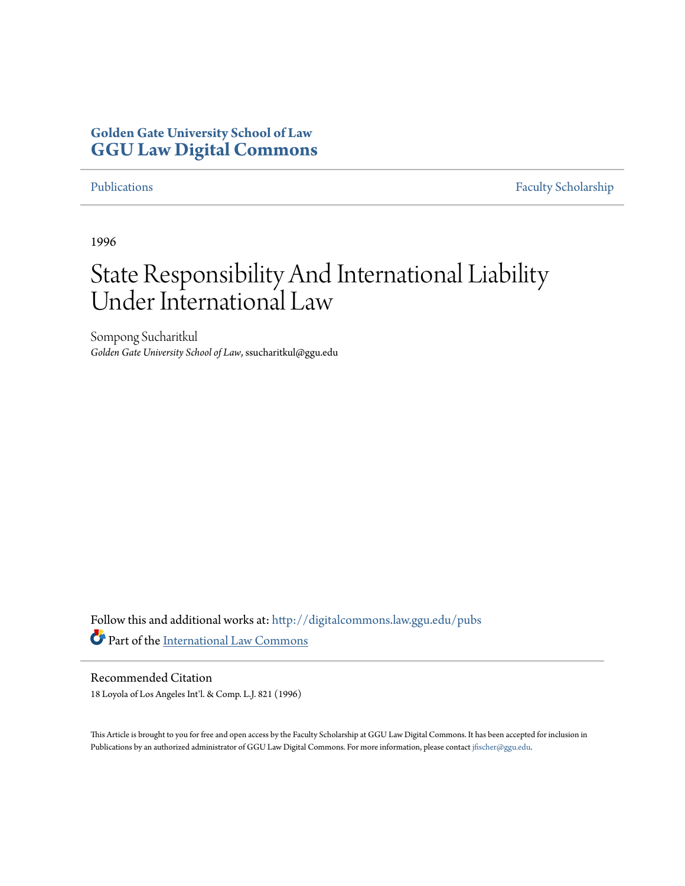**Golden Gate University School of Law**
**GGU Law Digital Commons**

Publications | Faculty Scholarship

1996

# State Responsibility And International Liability Under International Law

Sompong Sucharitkul
*Golden Gate University School of Law*, ssucharitkul@ggu.edu

Follow this and additional works at: http://digitalcommons.law.ggu.edu/pubs
Part of the International Law Commons

## Recommended Citation

18 Loyola of Los Angeles Int'l. & Comp. L.J. 821 (1996)

This Article is brought to you for free and open access by the Faculty Scholarship at GGU Law Digital Commons. It has been accepted for inclusion in Publications by an authorized administrator of GGU Law Digital Commons. For more information, please contact jfischer@ggu.edu.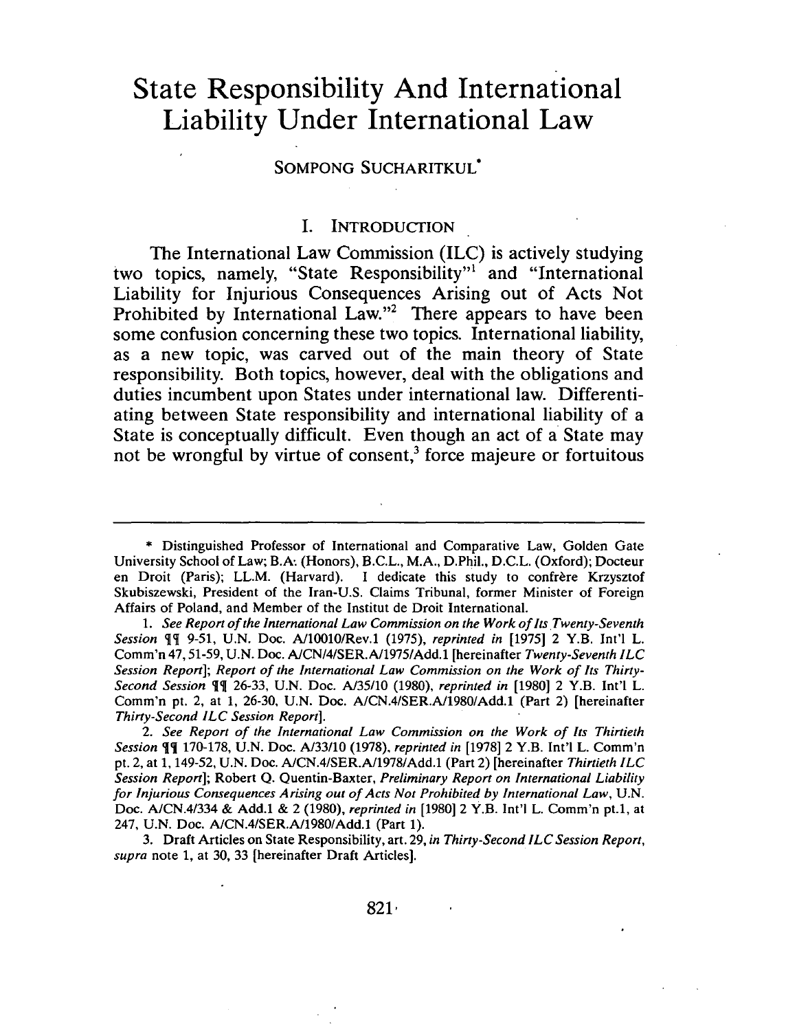# State Responsibility And International Liability Under International Law

SOMPONG SUCHARITKUL*

## I. INTRODUCTION

The International Law Commission (ILC) is actively studying two topics, namely, "State Responsibility"[1] and "International Liability for Injurious Consequences Arising out of Acts Not Prohibited by International Law."[2] There appears to have been some confusion concerning these two topics. International liability, as a new topic, was carved out of the main theory of State responsibility. Both topics, however, deal with the obligations and duties incumbent upon States under international law. Differentiating between State responsibility and international liability of a State is conceptually difficult. Even though an act of a State may not be wrongful by virtue of consent,[3] force majeure or fortuitous

---

\* Distinguished Professor of International and Comparative Law, Golden Gate University School of Law; B.A. (Honors), B.C.L., M.A., D.Phil., D.C.L. (Oxford); Docteur en Droit (Paris); LL.M. (Harvard). I dedicate this study to confrère Krzysztof Skubiszewski, President of the Iran-U.S. Claims Tribunal, former Minister of Foreign Affairs of Poland, and Member of the Institut de Droit International.

1. *See Report of the International Law Commission on the Work of Its Twenty-Seventh Session* ¶¶ 9-51, U.N. Doc. A/10010/Rev.1 (1975), *reprinted in* [1975] 2 Y.B. Int'l L. Comm'n 47, 51-59, U.N. Doc. A/CN/4/SER.A/1975/Add.1 [hereinafter *Twenty-Seventh ILC Session Report*]; *Report of the International Law Commission on the Work of Its Thirty-Second Session* ¶¶ 26-33, U.N. Doc. A/35/10 (1980), *reprinted in* [1980] 2 Y.B. Int'l L. Comm'n pt. 2, at 1, 26-30, U.N. Doc. A/CN.4/SER.A/1980/Add.1 (Part 2) [hereinafter *Thirty-Second ILC Session Report*].

2. *See Report of the International Law Commission on the Work of Its Thirtieth Session* ¶¶ 170-178, U.N. Doc. A/33/10 (1978), *reprinted in* [1978] 2 Y.B. Int'l L. Comm'n pt. 2, at 1, 149-52, U.N. Doc. A/CN.4/SER.A/1978/Add.1 (Part 2) [hereinafter *Thirtieth ILC Session Report*]; Robert Q. Quentin-Baxter, *Preliminary Report on International Liability for Injurious Consequences Arising out of Acts Not Prohibited by International Law*, U.N. Doc. A/CN.4/334 & Add.1 & 2 (1980), *reprinted in* [1980] 2 Y.B. Int'l L. Comm'n pt.1, at 247, U.N. Doc. A/CN.4/SER.A/1980/Add.1 (Part 1).

3. Draft Articles on State Responsibility, art. 29, *in Thirty-Second ILC Session Report*, *supra* note 1, at 30, 33 [hereinafter Draft Articles].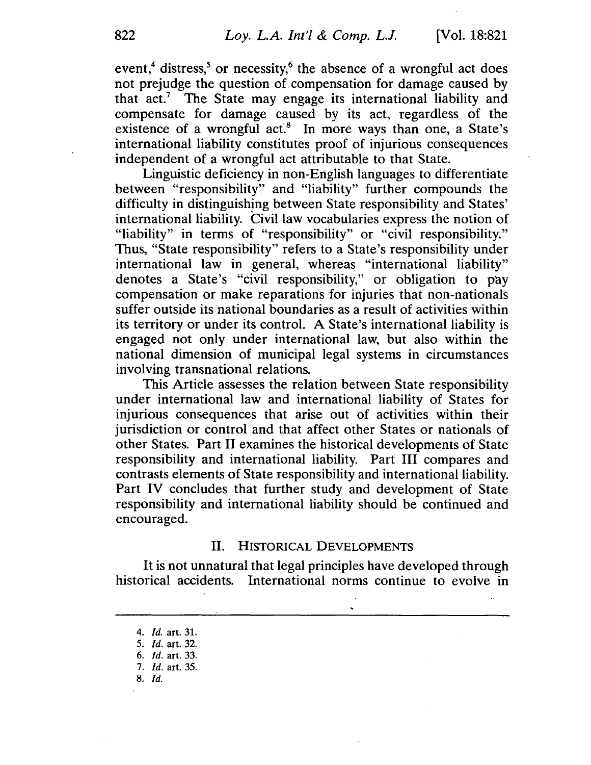event,[4] distress,[5] or necessity,[6] the absence of a wrongful act does not prejudge the question of compensation for damage caused by that act.[7] The State may engage its international liability and compensate for damage caused by its act, regardless of the existence of a wrongful act.[8] In more ways than one, a State's international liability constitutes proof of injurious consequences independent of a wrongful act attributable to that State.

Linguistic deficiency in non-English languages to differentiate between "responsibility" and "liability" further compounds the difficulty in distinguishing between State responsibility and States' international liability. Civil law vocabularies express the notion of "liability" in terms of "responsibility" or "civil responsibility." Thus, "State responsibility" refers to a State's responsibility under international law in general, whereas "international liability" denotes a State's "civil responsibility," or obligation to pay compensation or make reparations for injuries that non-nationals suffer outside its national boundaries as a result of activities within its territory or under its control. A State's international liability is engaged not only under international law, but also within the national dimension of municipal legal systems in circumstances involving transnational relations.

This Article assesses the relation between State responsibility under international law and international liability of States for injurious consequences that arise out of activities within their jurisdiction or control and that affect other States or nationals of other States. Part II examines the historical developments of State responsibility and international liability. Part III compares and contrasts elements of State responsibility and international liability. Part IV concludes that further study and development of State responsibility and international liability should be continued and encouraged.

## II. HISTORICAL DEVELOPMENTS

It is not unnatural that legal principles have developed through historical accidents. International norms continue to evolve in

---

4. *Id.* art. 31.
5. *Id.* art. 32.
6. *Id.* art. 33.
7. *Id.* art. 35.
8. *Id.*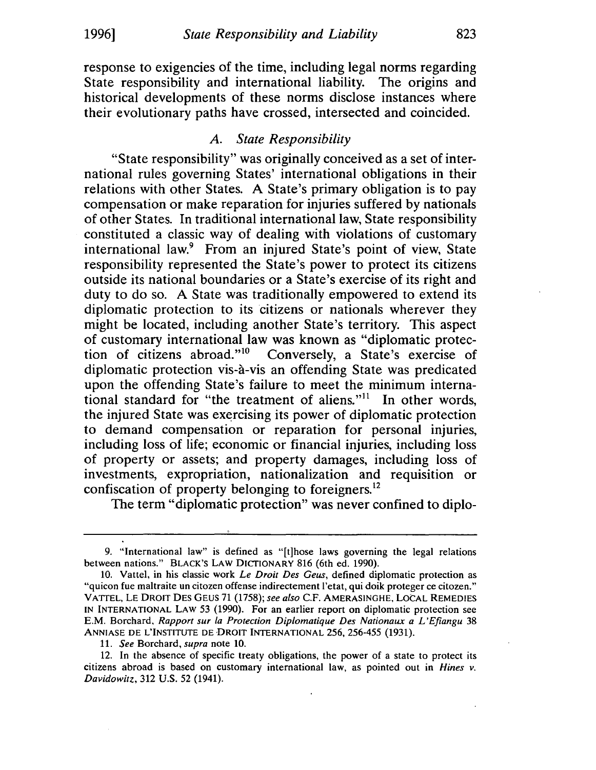response to exigencies of the time, including legal norms regarding State responsibility and international liability. The origins and historical developments of these norms disclose instances where their evolutionary paths have crossed, intersected and coincided.

### *A. State Responsibility*

"State responsibility" was originally conceived as a set of international rules governing States' international obligations in their relations with other States. A State's primary obligation is to pay compensation or make reparation for injuries suffered by nationals of other States. In traditional international law, State responsibility constituted a classic way of dealing with violations of customary international law.[9] From an injured State's point of view, State responsibility represented the State's power to protect its citizens outside its national boundaries or a State's exercise of its right and duty to do so. A State was traditionally empowered to extend its diplomatic protection to its citizens or nationals wherever they might be located, including another State's territory. This aspect of customary international law was known as "diplomatic protection of citizens abroad."[10] Conversely, a State's exercise of diplomatic protection vis-à-vis an offending State was predicated upon the offending State's failure to meet the minimum international standard for "the treatment of aliens."[11] In other words, the injured State was exercising its power of diplomatic protection to demand compensation or reparation for personal injuries, including loss of life; economic or financial injuries, including loss of property or assets; and property damages, including loss of investments, expropriation, nationalization and requisition or confiscation of property belonging to foreigners.[12]

The term "diplomatic protection" was never confined to diplo-

---

9. "International law" is defined as "[t]hose laws governing the legal relations between nations." BLACK'S LAW DICTIONARY 816 (6th ed. 1990).

10. Vattel, in his classic work *Le Droit Des Geus*, defined diplomatic protection as "quicon fue maltraite un citozen offense indirectement l'etat, qui doik proteger ce citozen." VATTEL, LE DROIT DES GEUS 71 (1758); *see also* C.F. AMERASINGHE, LOCAL REMEDIES IN INTERNATIONAL LAW 53 (1990). For an earlier report on diplomatic protection see E.M. Borchard, *Rapport sur la Protection Diplomatique Des Nationaux a L'Efiangu* 38 ANNIASE DE L'INSTITUTE DE DROIT INTERNATIONAL 256, 256-455 (1931).

11. *See* Borchard, *supra* note 10.

12. In the absence of specific treaty obligations, the power of a state to protect its citizens abroad is based on customary international law, as pointed out in *Hines v. Davidowitz*, 312 U.S. 52 (1941).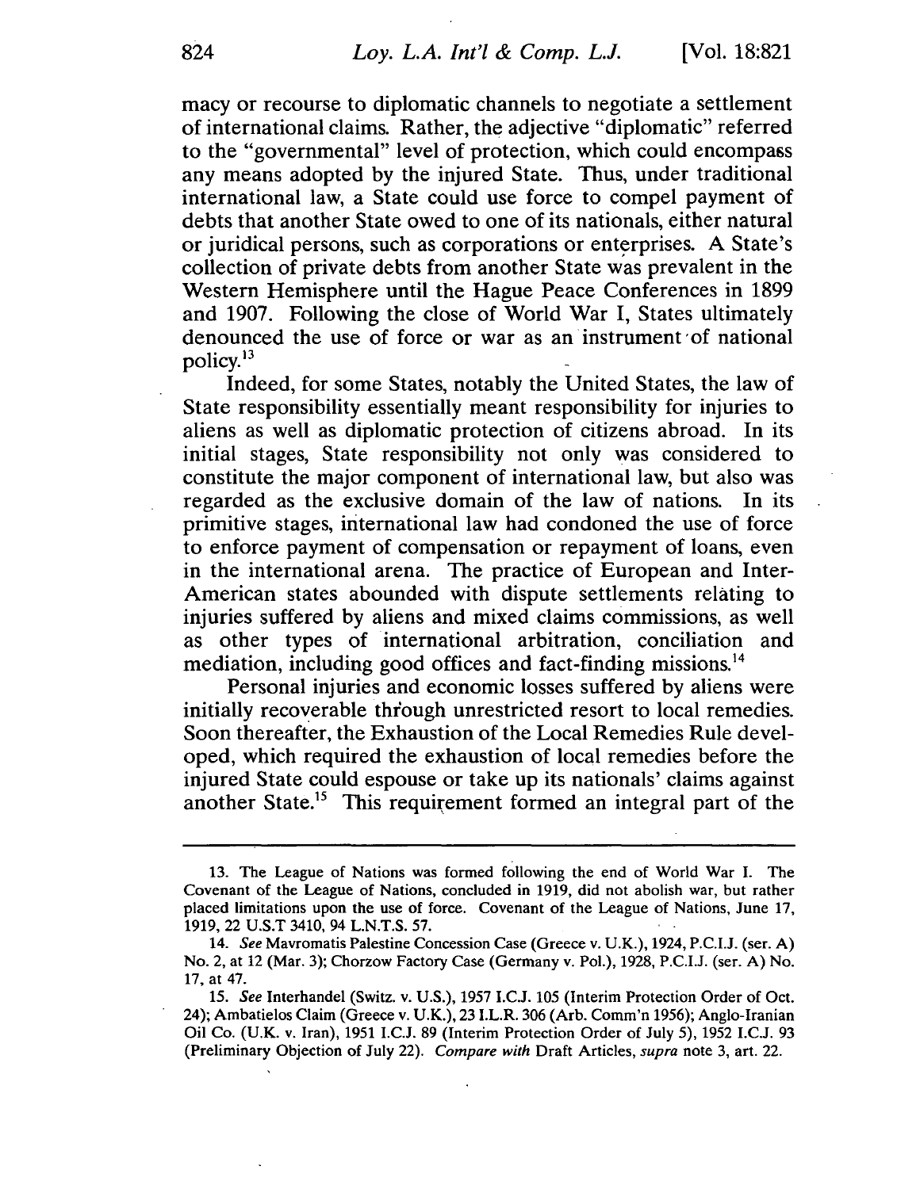macy or recourse to diplomatic channels to negotiate a settlement of international claims. Rather, the adjective "diplomatic" referred to the "governmental" level of protection, which could encompass any means adopted by the injured State. Thus, under traditional international law, a State could use force to compel payment of debts that another State owed to one of its nationals, either natural or juridical persons, such as corporations or enterprises. A State's collection of private debts from another State was prevalent in the Western Hemisphere until the Hague Peace Conferences in 1899 and 1907. Following the close of World War I, States ultimately denounced the use of force or war as an instrument of national policy.[13]

Indeed, for some States, notably the United States, the law of State responsibility essentially meant responsibility for injuries to aliens as well as diplomatic protection of citizens abroad. In its initial stages, State responsibility not only was considered to constitute the major component of international law, but also was regarded as the exclusive domain of the law of nations. In its primitive stages, international law had condoned the use of force to enforce payment of compensation or repayment of loans, even in the international arena. The practice of European and Inter-American states abounded with dispute settlements relating to injuries suffered by aliens and mixed claims commissions, as well as other types of international arbitration, conciliation and mediation, including good offices and fact-finding missions.[14]

Personal injuries and economic losses suffered by aliens were initially recoverable through unrestricted resort to local remedies. Soon thereafter, the Exhaustion of the Local Remedies Rule developed, which required the exhaustion of local remedies before the injured State could espouse or take up its nationals' claims against another State.[15] This requirement formed an integral part of the

---

13. The League of Nations was formed following the end of World War I. The Covenant of the League of Nations, concluded in 1919, did not abolish war, but rather placed limitations upon the use of force. Covenant of the League of Nations, June 17, 1919, 22 U.S.T 3410, 94 L.N.T.S. 57.

14. *See* Mavromatis Palestine Concession Case (Greece v. U.K.), 1924, P.C.I.J. (ser. A) No. 2, at 12 (Mar. 3); Chorzow Factory Case (Germany v. Pol.), 1928, P.C.I.J. (ser. A) No. 17, at 47.

15. *See* Interhandel (Switz. v. U.S.), 1957 I.C.J. 105 (Interim Protection Order of Oct. 24); Ambatielos Claim (Greece v. U.K.), 23 I.L.R. 306 (Arb. Comm'n 1956); Anglo-Iranian Oil Co. (U.K. v. Iran), 1951 I.C.J. 89 (Interim Protection Order of July 5), 1952 I.C.J. 93 (Preliminary Objection of July 22). *Compare with* Draft Articles, *supra* note 3, art. 22.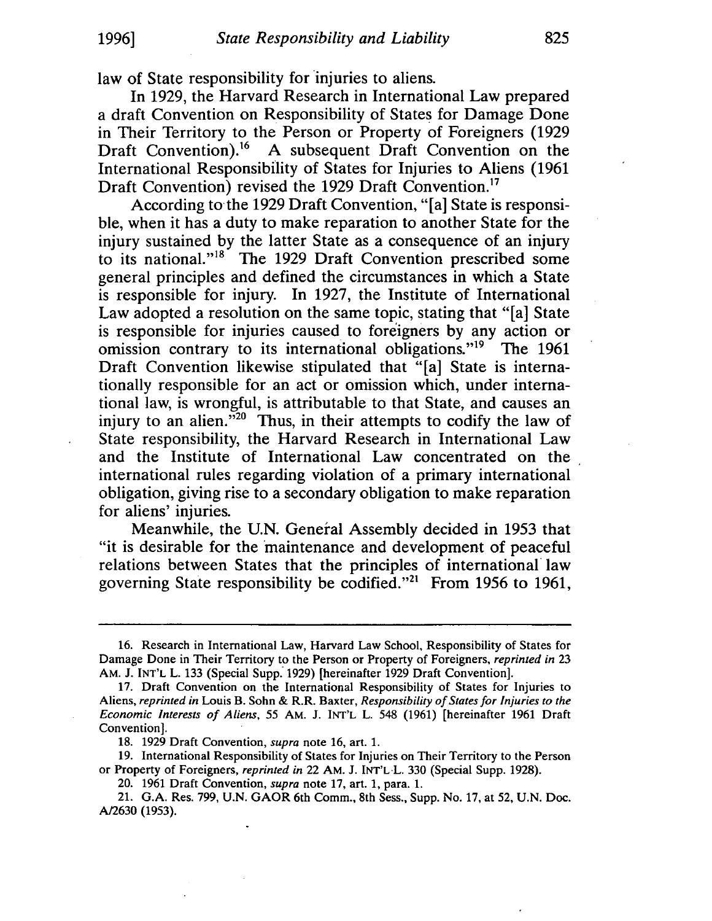law of State responsibility for injuries to aliens.

In 1929, the Harvard Research in International Law prepared a draft Convention on Responsibility of States for Damage Done in Their Territory to the Person or Property of Foreigners (1929 Draft Convention).[16] A subsequent Draft Convention on the International Responsibility of States for Injuries to Aliens (1961 Draft Convention) revised the 1929 Draft Convention.[17]

According to the 1929 Draft Convention, "[a] State is responsible, when it has a duty to make reparation to another State for the injury sustained by the latter State as a consequence of an injury to its national."[18] The 1929 Draft Convention prescribed some general principles and defined the circumstances in which a State is responsible for injury. In 1927, the Institute of International Law adopted a resolution on the same topic, stating that "[a] State is responsible for injuries caused to foreigners by any action or omission contrary to its international obligations."[19] The 1961 Draft Convention likewise stipulated that "[a] State is internationally responsible for an act or omission which, under international law, is wrongful, is attributable to that State, and causes an injury to an alien."[20] Thus, in their attempts to codify the law of State responsibility, the Harvard Research in International Law and the Institute of International Law concentrated on the international rules regarding violation of a primary international obligation, giving rise to a secondary obligation to make reparation for aliens' injuries.

Meanwhile, the U.N. General Assembly decided in 1953 that "it is desirable for the maintenance and development of peaceful relations between States that the principles of international law governing State responsibility be codified."[21] From 1956 to 1961,

---

16. Research in International Law, Harvard Law School, Responsibility of States for Damage Done in Their Territory to the Person or Property of Foreigners, *reprinted in* 23 AM. J. INT'L L. 133 (Special Supp. 1929) [hereinafter 1929 Draft Convention].

17. Draft Convention on the International Responsibility of States for Injuries to Aliens, *reprinted in* Louis B. Sohn & R.R. Baxter, *Responsibility of States for Injuries to the Economic Interests of Aliens*, 55 AM. J. INT'L L. 548 (1961) [hereinafter 1961 Draft Convention].

18. 1929 Draft Convention, *supra* note 16, art. 1.

19. International Responsibility of States for Injuries on Their Territory to the Person or Property of Foreigners, *reprinted in* 22 AM. J. INT'L L. 330 (Special Supp. 1928).

20. 1961 Draft Convention, *supra* note 17, art. 1, para. 1.

21. G.A. Res. 799, U.N. GAOR 6th Comm., 8th Sess., Supp. No. 17, at 52, U.N. Doc. A/2630 (1953).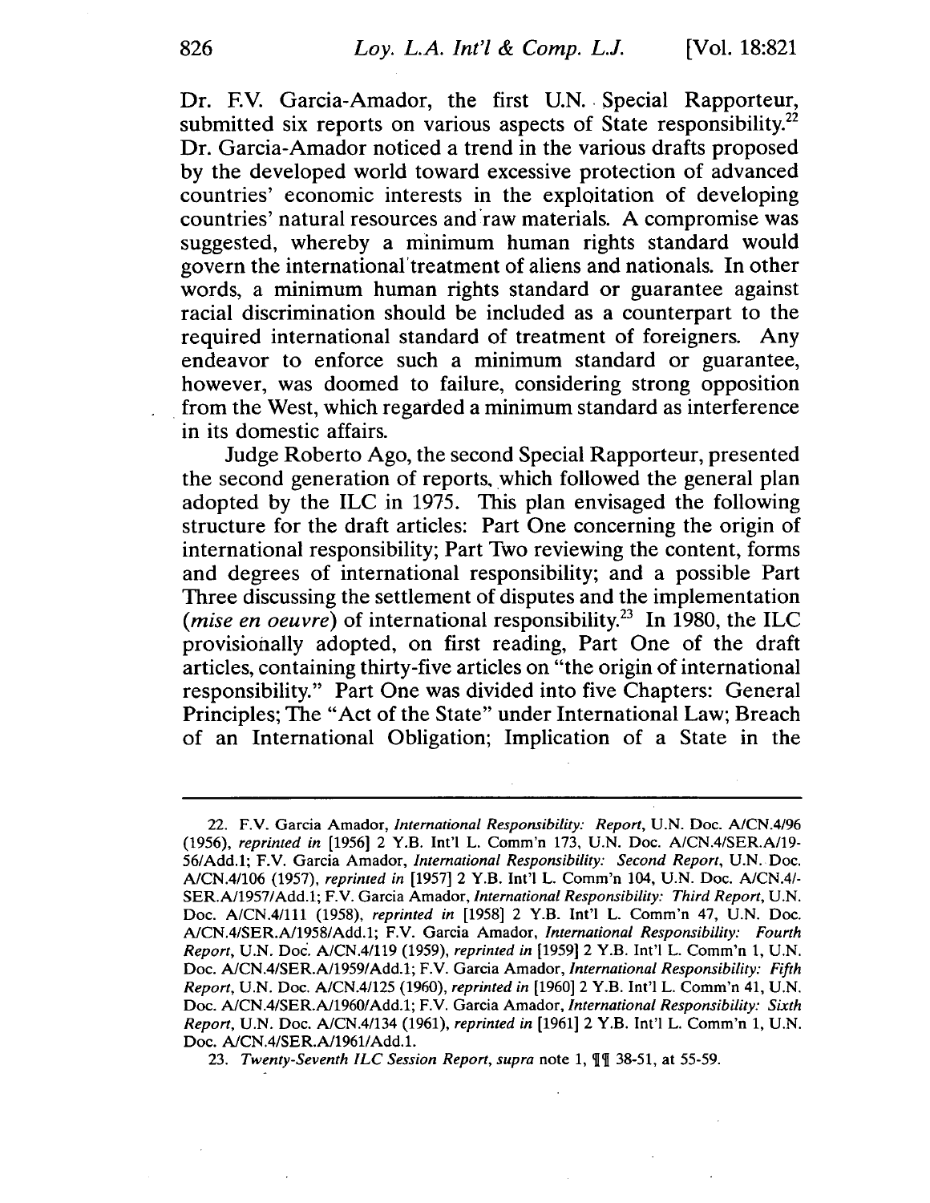Dr. F.V. Garcia-Amador, the first U.N. Special Rapporteur, submitted six reports on various aspects of State responsibility.[22] Dr. Garcia-Amador noticed a trend in the various drafts proposed by the developed world toward excessive protection of advanced countries' economic interests in the exploitation of developing countries' natural resources and raw materials. A compromise was suggested, whereby a minimum human rights standard would govern the international treatment of aliens and nationals. In other words, a minimum human rights standard or guarantee against racial discrimination should be included as a counterpart to the required international standard of treatment of foreigners. Any endeavor to enforce such a minimum standard or guarantee, however, was doomed to failure, considering strong opposition from the West, which regarded a minimum standard as interference in its domestic affairs.

Judge Roberto Ago, the second Special Rapporteur, presented the second generation of reports, which followed the general plan adopted by the ILC in 1975. This plan envisaged the following structure for the draft articles: Part One concerning the origin of international responsibility; Part Two reviewing the content, forms and degrees of international responsibility; and a possible Part Three discussing the settlement of disputes and the implementation (*mise en oeuvre*) of international responsibility.[23] In 1980, the ILC provisionally adopted, on first reading, Part One of the draft articles, containing thirty-five articles on "the origin of international responsibility." Part One was divided into five Chapters: General Principles; The "Act of the State" under International Law; Breach of an International Obligation; Implication of a State in the

---

22. F.V. Garcia Amador, *International Responsibility: Report*, U.N. Doc. A/CN.4/96 (1956), *reprinted in* [1956] 2 Y.B. Int'l L. Comm'n 173, U.N. Doc. A/CN.4/SER.A/19-56/Add.1; F.V. Garcia Amador, *International Responsibility: Second Report*, U.N. Doc. A/CN.4/106 (1957), *reprinted in* [1957] 2 Y.B. Int'l L. Comm'n 104, U.N. Doc. A/CN.4/-SER.A/1957/Add.1; F.V. Garcia Amador, *International Responsibility: Third Report*, U.N. Doc. A/CN.4/111 (1958), *reprinted in* [1958] 2 Y.B. Int'l L. Comm'n 47, U.N. Doc. A/CN.4/SER.A/1958/Add.1; F.V. Garcia Amador, *International Responsibility: Fourth Report*, U.N. Doc. A/CN.4/119 (1959), *reprinted in* [1959] 2 Y.B. Int'l L. Comm'n 1, U.N. Doc. A/CN.4/SER.A/1959/Add.1; F.V. Garcia Amador, *International Responsibility: Fifth Report*, U.N. Doc. A/CN.4/125 (1960), *reprinted in* [1960] 2 Y.B. Int'l L. Comm'n 41, U.N. Doc. A/CN.4/SER.A/1960/Add.1; F.V. Garcia Amador, *International Responsibility: Sixth Report*, U.N. Doc. A/CN.4/134 (1961), *reprinted in* [1961] 2 Y.B. Int'l L. Comm'n 1, U.N. Doc. A/CN.4/SER.A/1961/Add.1.

23. *Twenty-Seventh ILC Session Report*, *supra* note 1, ¶¶ 38-51, at 55-59.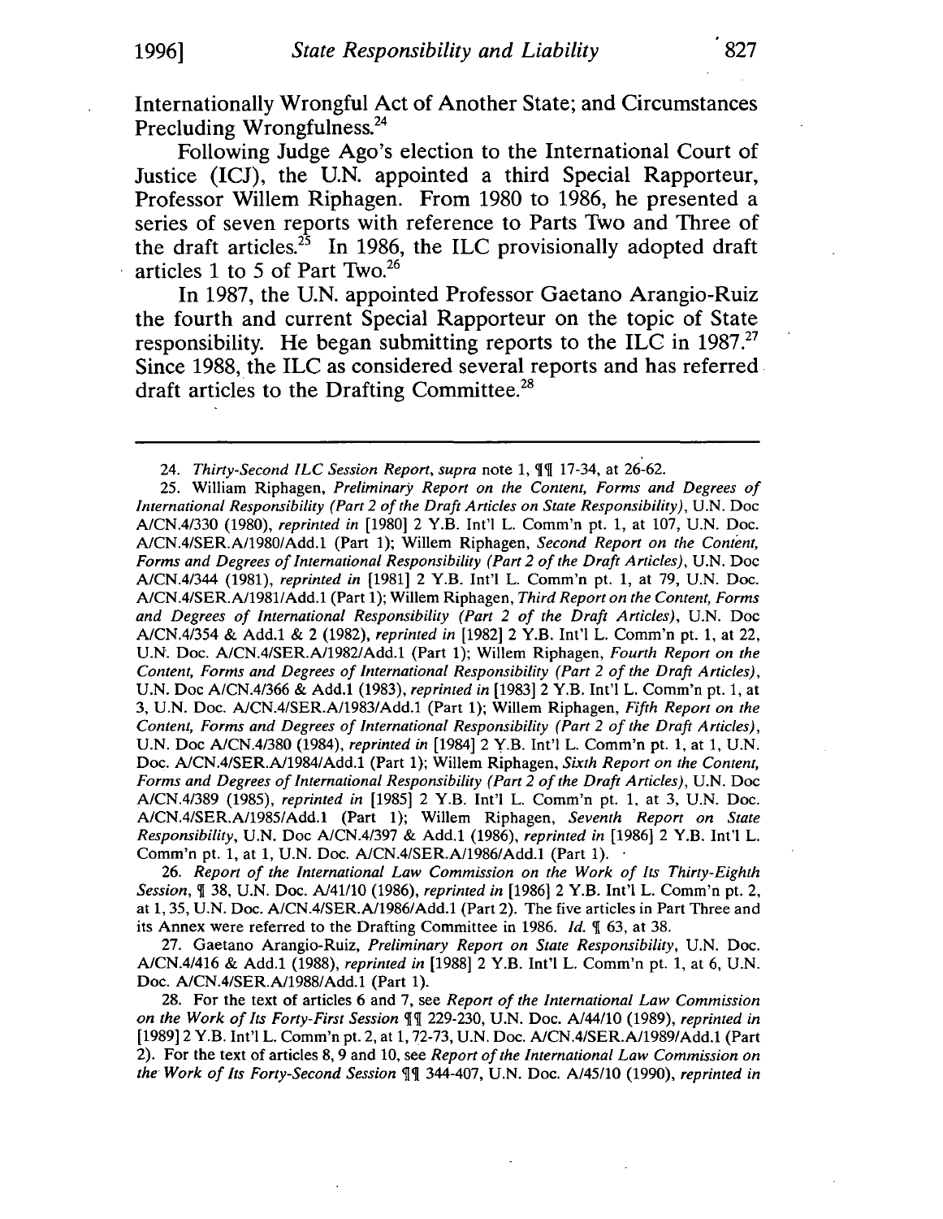Internationally Wrongful Act of Another State; and Circumstances Precluding Wrongfulness.[24]

Following Judge Ago's election to the International Court of Justice (ICJ), the U.N. appointed a third Special Rapporteur, Professor Willem Riphagen. From 1980 to 1986, he presented a series of seven reports with reference to Parts Two and Three of the draft articles.[25] In 1986, the ILC provisionally adopted draft articles 1 to 5 of Part Two.[26]

In 1987, the U.N. appointed Professor Gaetano Arangio-Ruiz the fourth and current Special Rapporteur on the topic of State responsibility. He began submitting reports to the ILC in 1987.[27] Since 1988, the ILC as considered several reports and has referred draft articles to the Drafting Committee.[28]

---

24. *Thirty-Second ILC Session Report*, *supra* note 1, ¶¶ 17-34, at 26-62.

25. William Riphagen, *Preliminary Report on the Content, Forms and Degrees of International Responsibility (Part 2 of the Draft Articles on State Responsibility)*, U.N. Doc A/CN.4/330 (1980), *reprinted in* [1980] 2 Y.B. Int'l L. Comm'n pt. 1, at 107, U.N. Doc. A/CN.4/SER.A/1980/Add.1 (Part 1); Willem Riphagen, *Second Report on the Content, Forms and Degrees of International Responsibility (Part 2 of the Draft Articles)*, U.N. Doc A/CN.4/344 (1981), *reprinted in* [1981] 2 Y.B. Int'l L. Comm'n pt. 1, at 79, U.N. Doc. A/CN.4/SER.A/1981/Add.1 (Part 1); Willem Riphagen, *Third Report on the Content, Forms and Degrees of International Responsibility (Part 2 of the Draft Articles)*, U.N. Doc A/CN.4/354 & Add.1 & 2 (1982), *reprinted in* [1982] 2 Y.B. Int'l L. Comm'n pt. 1, at 22, U.N. Doc. A/CN.4/SER.A/1982/Add.1 (Part 1); Willem Riphagen, *Fourth Report on the Content, Forms and Degrees of International Responsibility (Part 2 of the Draft Articles)*, U.N. Doc A/CN.4/366 & Add.1 (1983), *reprinted in* [1983] 2 Y.B. Int'l L. Comm'n pt. 1, at 3, U.N. Doc. A/CN.4/SER.A/1983/Add.1 (Part 1); Willem Riphagen, *Fifth Report on the Content, Forms and Degrees of International Responsibility (Part 2 of the Draft Articles)*, U.N. Doc A/CN.4/380 (1984), *reprinted in* [1984] 2 Y.B. Int'l L. Comm'n pt. 1, at 1, U.N. Doc. A/CN.4/SER.A/1984/Add.1 (Part 1); Willem Riphagen, *Sixth Report on the Content, Forms and Degrees of International Responsibility (Part 2 of the Draft Articles)*, U.N. Doc A/CN.4/389 (1985), *reprinted in* [1985] 2 Y.B. Int'l L. Comm'n pt. 1, at 3, U.N. Doc. A/CN.4/SER.A/1985/Add.1 (Part 1); Willem Riphagen, *Seventh Report on State Responsibility*, U.N. Doc A/CN.4/397 & Add.1 (1986), *reprinted in* [1986] 2 Y.B. Int'l L. Comm'n pt. 1, at 1, U.N. Doc. A/CN.4/SER.A/1986/Add.1 (Part 1).

26. *Report of the International Law Commission on the Work of Its Thirty-Eighth Session*, ¶ 38, U.N. Doc. A/41/10 (1986), *reprinted in* [1986] 2 Y.B. Int'l L. Comm'n pt. 2, at 1, 35, U.N. Doc. A/CN.4/SER.A/1986/Add.1 (Part 2). The five articles in Part Three and its Annex were referred to the Drafting Committee in 1986. *Id.* ¶ 63, at 38.

27. Gaetano Arangio-Ruiz, *Preliminary Report on State Responsibility*, U.N. Doc. A/CN.4/416 & Add.1 (1988), *reprinted in* [1988] 2 Y.B. Int'l L. Comm'n pt. 1, at 6, U.N. Doc. A/CN.4/SER.A/1988/Add.1 (Part 1).

28. For the text of articles 6 and 7, see *Report of the International Law Commission on the Work of Its Forty-First Session* ¶¶ 229-230, U.N. Doc. A/44/10 (1989), *reprinted in* [1989] 2 Y.B. Int'l L. Comm'n pt. 2, at 1, 72-73, U.N. Doc. A/CN.4/SER.A/1989/Add.1 (Part 2). For the text of articles 8, 9 and 10, see *Report of the International Law Commission on the Work of Its Forty-Second Session* ¶¶ 344-407, U.N. Doc. A/45/10 (1990), *reprinted in*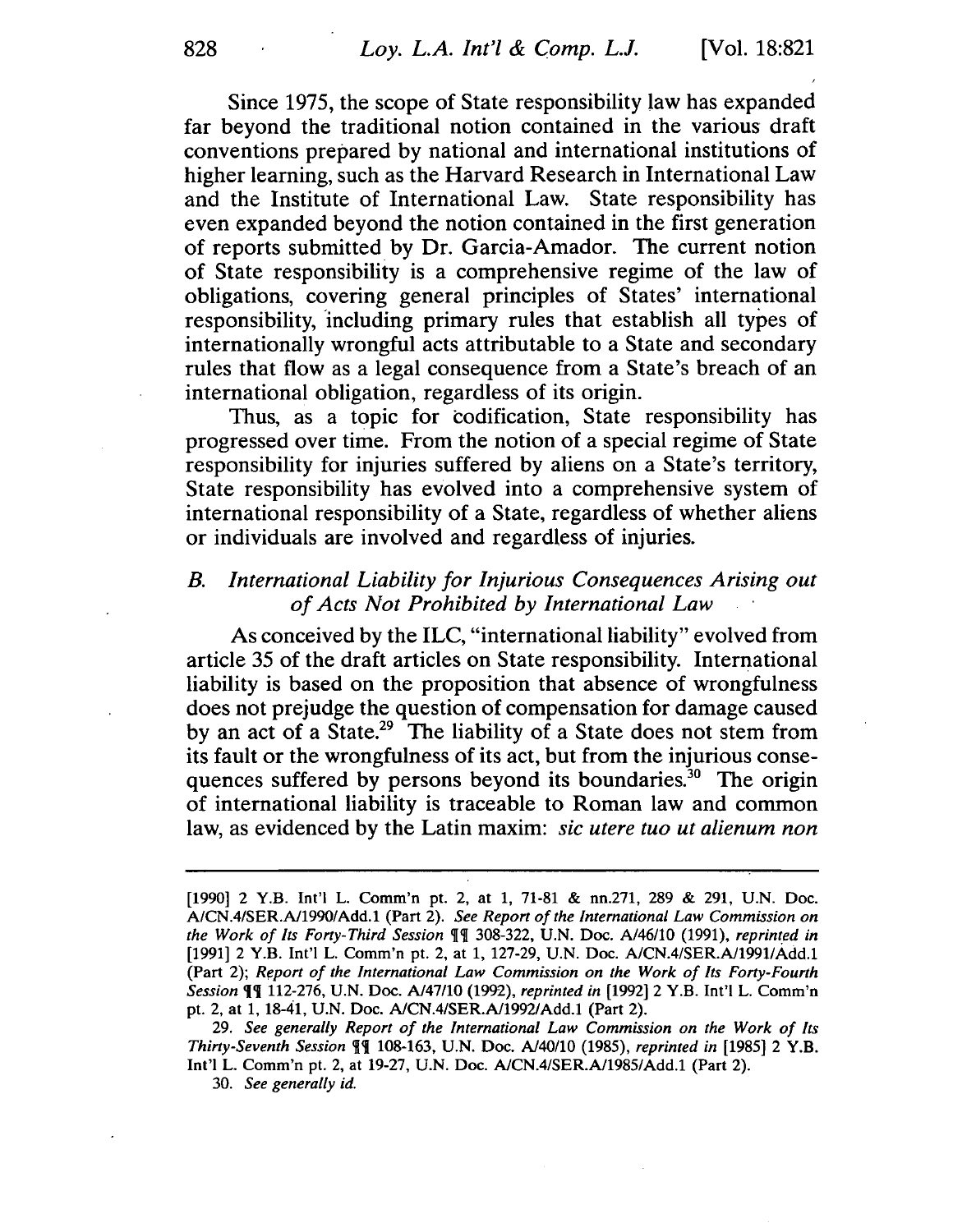Since 1975, the scope of State responsibility law has expanded far beyond the traditional notion contained in the various draft conventions prepared by national and international institutions of higher learning, such as the Harvard Research in International Law and the Institute of International Law. State responsibility has even expanded beyond the notion contained in the first generation of reports submitted by Dr. Garcia-Amador. The current notion of State responsibility is a comprehensive regime of the law of obligations, covering general principles of States' international responsibility, including primary rules that establish all types of internationally wrongful acts attributable to a State and secondary rules that flow as a legal consequence from a State's breach of an international obligation, regardless of its origin.

Thus, as a topic for codification, State responsibility has progressed over time. From the notion of a special regime of State responsibility for injuries suffered by aliens on a State's territory, State responsibility has evolved into a comprehensive system of international responsibility of a State, regardless of whether aliens or individuals are involved and regardless of injuries.

### *B. International Liability for Injurious Consequences Arising out of Acts Not Prohibited by International Law*

As conceived by the ILC, "international liability" evolved from article 35 of the draft articles on State responsibility. International liability is based on the proposition that absence of wrongfulness does not prejudge the question of compensation for damage caused by an act of a State.[29] The liability of a State does not stem from its fault or the wrongfulness of its act, but from the injurious consequences suffered by persons beyond its boundaries.[30] The origin of international liability is traceable to Roman law and common law, as evidenced by the Latin maxim: *sic utere tuo ut alienum non*

---

[1990] 2 Y.B. Int'l L. Comm'n pt. 2, at 1, 71-81 & nn.271, 289 & 291, U.N. Doc. A/CN.4/SER.A/1990/Add.1 (Part 2). *See Report of the International Law Commission on the Work of Its Forty-Third Session* ¶¶ 308-322, U.N. Doc. A/46/10 (1991), *reprinted in* [1991] 2 Y.B. Int'l L. Comm'n pt. 2, at 1, 127-29, U.N. Doc. A/CN.4/SER.A/1991/Add.1 (Part 2); *Report of the International Law Commission on the Work of Its Forty-Fourth Session* ¶¶ 112-276, U.N. Doc. A/47/10 (1992), *reprinted in* [1992] 2 Y.B. Int'l L. Comm'n pt. 2, at 1, 18-41, U.N. Doc. A/CN.4/SER.A/1992/Add.1 (Part 2).

29. *See generally Report of the International Law Commission on the Work of Its Thirty-Seventh Session* ¶¶ 108-163, U.N. Doc. A/40/10 (1985), *reprinted in* [1985] 2 Y.B. Int'l L. Comm'n pt. 2, at 19-27, U.N. Doc. A/CN.4/SER.A/1985/Add.1 (Part 2).

30. *See generally id.*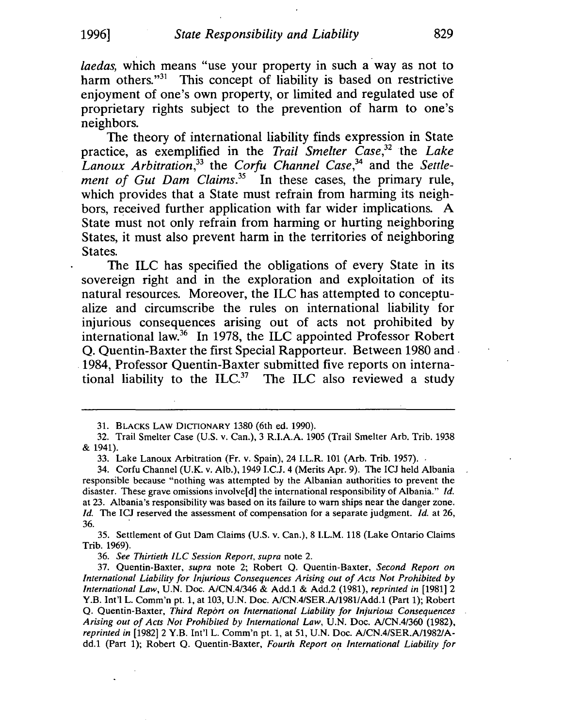*laedas*, which means "use your property in such a way as not to harm others."[31] This concept of liability is based on restrictive enjoyment of one's own property, or limited and regulated use of proprietary rights subject to the prevention of harm to one's neighbors.

The theory of international liability finds expression in State practice, as exemplified in the *Trail Smelter Case*,[32] the *Lake Lanoux Arbitration*,[33] the *Corfu Channel Case*,[34] and the *Settlement of Gut Dam Claims*.[35] In these cases, the primary rule, which provides that a State must refrain from harming its neighbors, received further application with far wider implications. A State must not only refrain from harming or hurting neighboring States, it must also prevent harm in the territories of neighboring States.

The ILC has specified the obligations of every State in its sovereign right and in the exploration and exploitation of its natural resources. Moreover, the ILC has attempted to conceptualize and circumscribe the rules on international liability for injurious consequences arising out of acts not prohibited by international law.[36] In 1978, the ILC appointed Professor Robert Q. Quentin-Baxter the first Special Rapporteur. Between 1980 and 1984, Professor Quentin-Baxter submitted five reports on international liability to the ILC.[37] The ILC also reviewed a study

---

31. BLACKS LAW DICTIONARY 1380 (6th ed. 1990).

32. Trail Smelter Case (U.S. v. Can.), 3 R.I.A.A. 1905 (Trail Smelter Arb. Trib. 1938 & 1941).

33. Lake Lanoux Arbitration (Fr. v. Spain), 24 I.L.R. 101 (Arb. Trib. 1957).

34. Corfu Channel (U.K. v. Alb.), 1949 I.C.J. 4 (Merits Apr. 9). The ICJ held Albania responsible because "nothing was attempted by the Albanian authorities to prevent the disaster. These grave omissions involve[d] the international responsibility of Albania." *Id.* at 23. Albania's responsibility was based on its failure to warn ships near the danger zone. *Id.* The ICJ reserved the assessment of compensation for a separate judgment. *Id.* at 26, 36.

35. Settlement of Gut Dam Claims (U.S. v. Can.), 8 I.L.M. 118 (Lake Ontario Claims Trib. 1969).

36. *See Thirtieth ILC Session Report*, *supra* note 2.

37. Quentin-Baxter, *supra* note 2; Robert Q. Quentin-Baxter, *Second Report on International Liability for Injurious Consequences Arising out of Acts Not Prohibited by International Law*, U.N. Doc. A/CN.4/346 & Add.1 & Add.2 (1981), *reprinted in* [1981] 2 Y.B. Int'l L. Comm'n pt. 1, at 103, U.N. Doc. A/CN.4/SER.A/1981/Add.1 (Part 1); Robert Q. Quentin-Baxter, *Third Report on International Liability for Injurious Consequences Arising out of Acts Not Prohibited by International Law*, U.N. Doc. A/CN.4/360 (1982), *reprinted in* [1982] 2 Y.B. Int'l L. Comm'n pt. 1, at 51, U.N. Doc. A/CN.4/SER.A/1982/Add.1 (Part 1); Robert Q. Quentin-Baxter, *Fourth Report on International Liability for*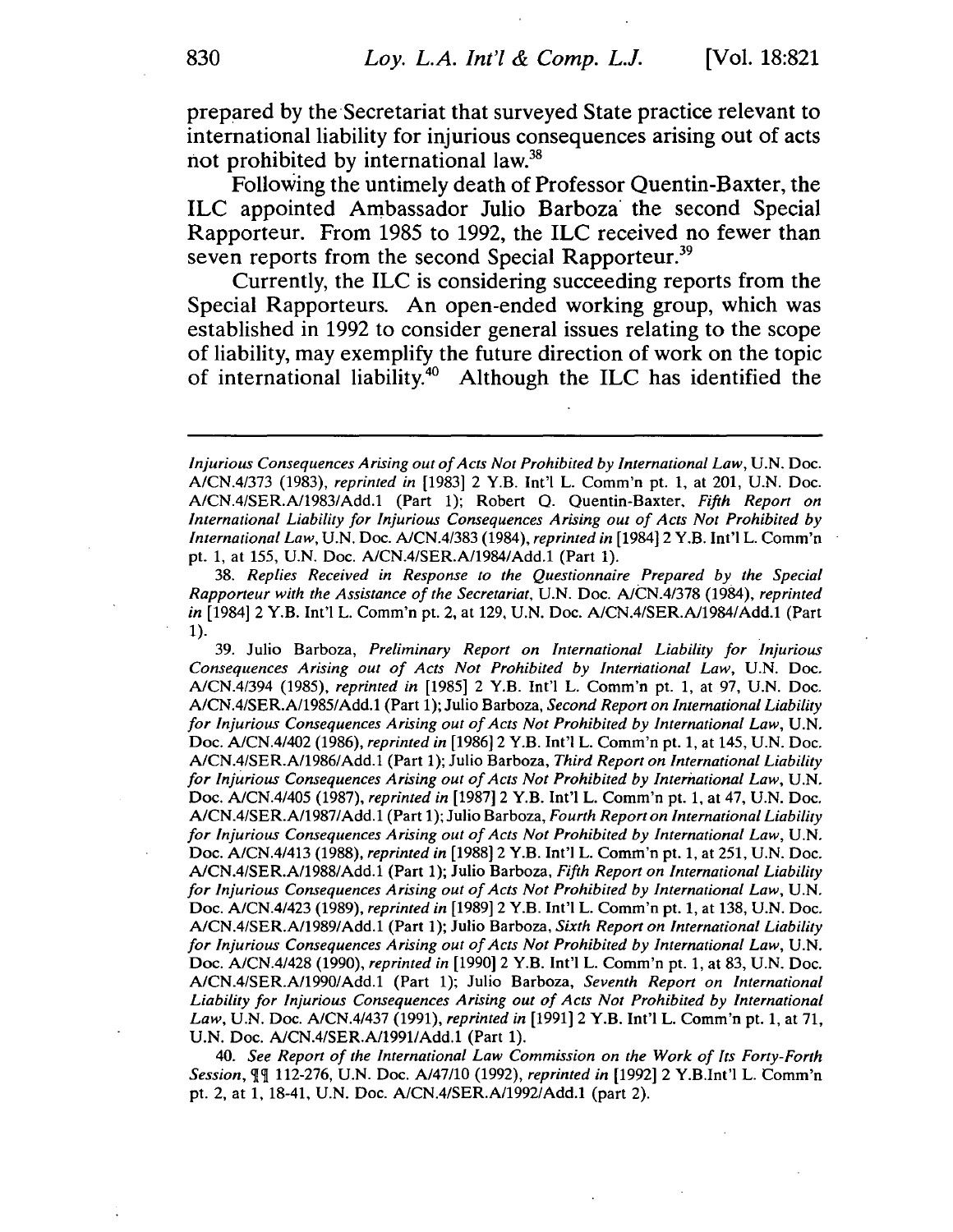prepared by the Secretariat that surveyed State practice relevant to international liability for injurious consequences arising out of acts not prohibited by international law.[38]

Following the untimely death of Professor Quentin-Baxter, the ILC appointed Ambassador Julio Barboza the second Special Rapporteur. From 1985 to 1992, the ILC received no fewer than seven reports from the second Special Rapporteur.[39]

Currently, the ILC is considering succeeding reports from the Special Rapporteurs. An open-ended working group, which was established in 1992 to consider general issues relating to the scope of liability, may exemplify the future direction of work on the topic of international liability.[40] Although the ILC has identified the

---

*Injurious Consequences Arising out of Acts Not Prohibited by International Law*, U.N. Doc. A/CN.4/373 (1983), *reprinted in* [1983] 2 Y.B. Int'l L. Comm'n pt. 1, at 201, U.N. Doc. A/CN.4/SER.A/1983/Add.1 (Part 1); Robert Q. Quentin-Baxter, *Fifth Report on International Liability for Injurious Consequences Arising out of Acts Not Prohibited by International Law*, U.N. Doc. A/CN.4/383 (1984), *reprinted in* [1984] 2 Y.B. Int'l L. Comm'n pt. 1, at 155, U.N. Doc. A/CN.4/SER.A/1984/Add.1 (Part 1).

38. *Replies Received in Response to the Questionnaire Prepared by the Special Rapporteur with the Assistance of the Secretariat*, U.N. Doc. A/CN.4/378 (1984), *reprinted in* [1984] 2 Y.B. Int'l L. Comm'n pt. 2, at 129, U.N. Doc. A/CN.4/SER.A/1984/Add.1 (Part 1).

39. Julio Barboza, *Preliminary Report on International Liability for Injurious Consequences Arising out of Acts Not Prohibited by International Law*, U.N. Doc. A/CN.4/394 (1985), *reprinted in* [1985] 2 Y.B. Int'l L. Comm'n pt. 1, at 97, U.N. Doc. A/CN.4/SER.A/1985/Add.1 (Part 1); Julio Barboza, *Second Report on International Liability for Injurious Consequences Arising out of Acts Not Prohibited by International Law*, U.N. Doc. A/CN.4/402 (1986), *reprinted in* [1986] 2 Y.B. Int'l L. Comm'n pt. 1, at 145, U.N. Doc. A/CN.4/SER.A/1986/Add.1 (Part 1); Julio Barboza, *Third Report on International Liability for Injurious Consequences Arising out of Acts Not Prohibited by International Law*, U.N. Doc. A/CN.4/405 (1987), *reprinted in* [1987] 2 Y.B. Int'l L. Comm'n pt. 1, at 47, U.N. Doc. A/CN.4/SER.A/1987/Add.1 (Part 1); Julio Barboza, *Fourth Report on International Liability for Injurious Consequences Arising out of Acts Not Prohibited by International Law*, U.N. Doc. A/CN.4/413 (1988), *reprinted in* [1988] 2 Y.B. Int'l L. Comm'n pt. 1, at 251, U.N. Doc. A/CN.4/SER.A/1988/Add.1 (Part 1); Julio Barboza, *Fifth Report on International Liability for Injurious Consequences Arising out of Acts Not Prohibited by International Law*, U.N. Doc. A/CN.4/423 (1989), *reprinted in* [1989] 2 Y.B. Int'l L. Comm'n pt. 1, at 138, U.N. Doc. A/CN.4/SER.A/1989/Add.1 (Part 1); Julio Barboza, *Sixth Report on International Liability for Injurious Consequences Arising out of Acts Not Prohibited by International Law*, U.N. Doc. A/CN.4/428 (1990), *reprinted in* [1990] 2 Y.B. Int'l L. Comm'n pt. 1, at 83, U.N. Doc. A/CN.4/SER.A/1990/Add.1 (Part 1); Julio Barboza, *Seventh Report on International Liability for Injurious Consequences Arising out of Acts Not Prohibited by International Law*, U.N. Doc. A/CN.4/437 (1991), *reprinted in* [1991] 2 Y.B. Int'l L. Comm'n pt. 1, at 71, U.N. Doc. A/CN.4/SER.A/1991/Add.1 (Part 1).

40. *See Report of the International Law Commission on the Work of Its Forty-Forth Session*, ¶¶ 112-276, U.N. Doc. A/47/10 (1992), *reprinted in* [1992] 2 Y.B.Int'l L. Comm'n pt. 2, at 1, 18-41, U.N. Doc. A/CN.4/SER.A/1992/Add.1 (part 2).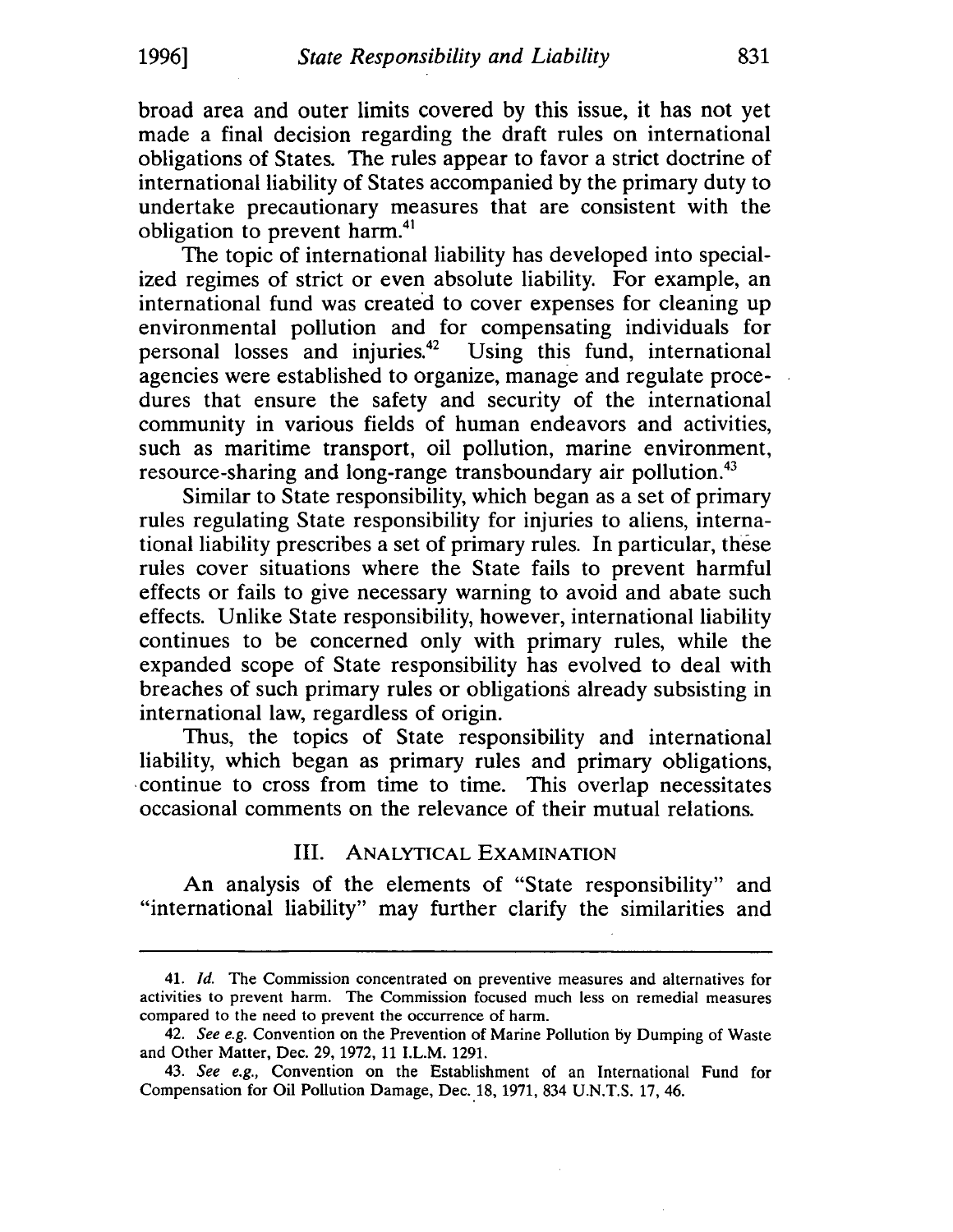broad area and outer limits covered by this issue, it has not yet made a final decision regarding the draft rules on international obligations of States. The rules appear to favor a strict doctrine of international liability of States accompanied by the primary duty to undertake precautionary measures that are consistent with the obligation to prevent harm.[41]

The topic of international liability has developed into specialized regimes of strict or even absolute liability. For example, an international fund was created to cover expenses for cleaning up environmental pollution and for compensating individuals for personal losses and injuries.[42] Using this fund, international agencies were established to organize, manage and regulate procedures that ensure the safety and security of the international community in various fields of human endeavors and activities, such as maritime transport, oil pollution, marine environment, resource-sharing and long-range transboundary air pollution.[43]

Similar to State responsibility, which began as a set of primary rules regulating State responsibility for injuries to aliens, international liability prescribes a set of primary rules. In particular, these rules cover situations where the State fails to prevent harmful effects or fails to give necessary warning to avoid and abate such effects. Unlike State responsibility, however, international liability continues to be concerned only with primary rules, while the expanded scope of State responsibility has evolved to deal with breaches of such primary rules or obligations already subsisting in international law, regardless of origin.

Thus, the topics of State responsibility and international liability, which began as primary rules and primary obligations, continue to cross from time to time. This overlap necessitates occasional comments on the relevance of their mutual relations.

## III. Analytical Examination

An analysis of the elements of "State responsibility" and "international liability" may further clarify the similarities and

---

41. *Id.* The Commission concentrated on preventive measures and alternatives for activities to prevent harm. The Commission focused much less on remedial measures compared to the need to prevent the occurrence of harm.

42. *See e.g.* Convention on the Prevention of Marine Pollution by Dumping of Waste and Other Matter, Dec. 29, 1972, 11 I.L.M. 1291.

43. *See e.g.,* Convention on the Establishment of an International Fund for Compensation for Oil Pollution Damage, Dec. 18, 1971, 834 U.N.T.S. 17, 46.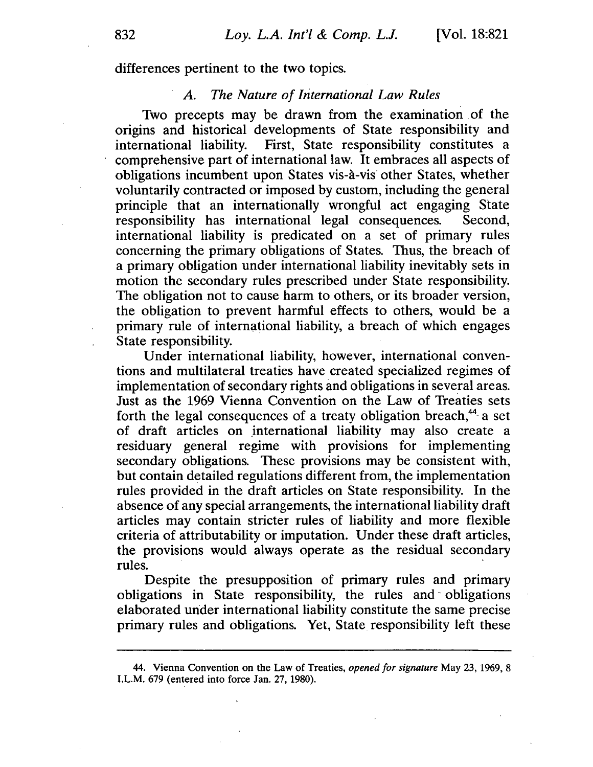differences pertinent to the two topics.

### *A. The Nature of International Law Rules*

Two precepts may be drawn from the examination of the origins and historical developments of State responsibility and international liability. First, State responsibility constitutes a comprehensive part of international law. It embraces all aspects of obligations incumbent upon States vis-à-vis other States, whether voluntarily contracted or imposed by custom, including the general principle that an internationally wrongful act engaging State responsibility has international legal consequences. Second, international liability is predicated on a set of primary rules concerning the primary obligations of States. Thus, the breach of a primary obligation under international liability inevitably sets in motion the secondary rules prescribed under State responsibility. The obligation not to cause harm to others, or its broader version, the obligation to prevent harmful effects to others, would be a primary rule of international liability, a breach of which engages State responsibility.

Under international liability, however, international conventions and multilateral treaties have created specialized regimes of implementation of secondary rights and obligations in several areas. Just as the 1969 Vienna Convention on the Law of Treaties sets forth the legal consequences of a treaty obligation breach,[44] a set of draft articles on international liability may also create a residuary general regime with provisions for implementing secondary obligations. These provisions may be consistent with, but contain detailed regulations different from, the implementation rules provided in the draft articles on State responsibility. In the absence of any special arrangements, the international liability draft articles may contain stricter rules of liability and more flexible criteria of attributability or imputation. Under these draft articles, the provisions would always operate as the residual secondary rules.

Despite the presupposition of primary rules and primary obligations in State responsibility, the rules and obligations elaborated under international liability constitute the same precise primary rules and obligations. Yet, State responsibility left these

---

44. Vienna Convention on the Law of Treaties, *opened for signature* May 23, 1969, 8 I.L.M. 679 (entered into force Jan. 27, 1980).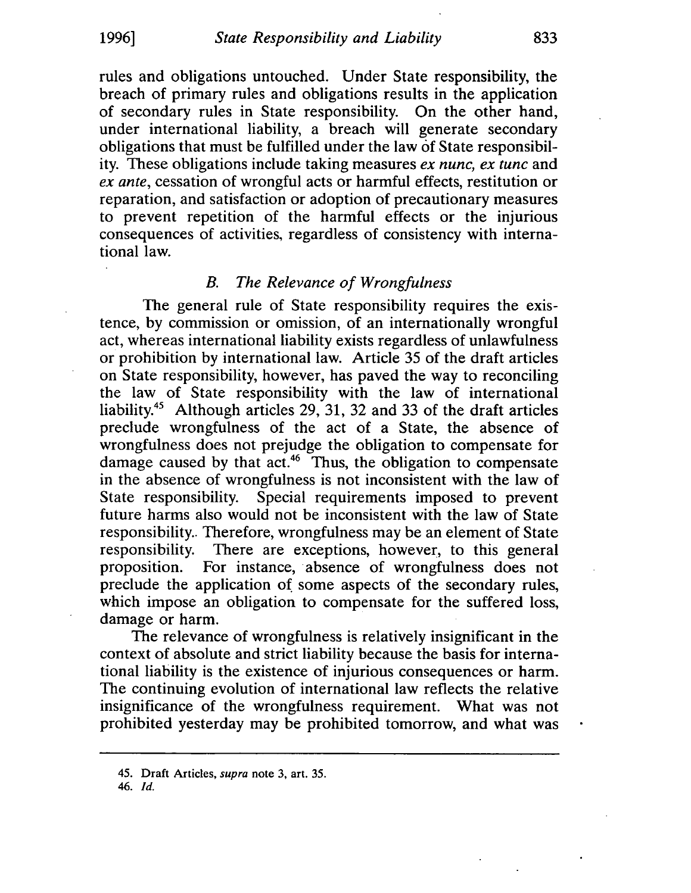rules and obligations untouched. Under State responsibility, the breach of primary rules and obligations results in the application of secondary rules in State responsibility. On the other hand, under international liability, a breach will generate secondary obligations that must be fulfilled under the law of State responsibility. These obligations include taking measures *ex nunc, ex tunc* and *ex ante*, cessation of wrongful acts or harmful effects, restitution or reparation, and satisfaction or adoption of precautionary measures to prevent repetition of the harmful effects or the injurious consequences of activities, regardless of consistency with international law.

### *B. The Relevance of Wrongfulness*

The general rule of State responsibility requires the existence, by commission or omission, of an internationally wrongful act, whereas international liability exists regardless of unlawfulness or prohibition by international law. Article 35 of the draft articles on State responsibility, however, has paved the way to reconciling the law of State responsibility with the law of international liability.[45] Although articles 29, 31, 32 and 33 of the draft articles preclude wrongfulness of the act of a State, the absence of wrongfulness does not prejudge the obligation to compensate for damage caused by that act.[46] Thus, the obligation to compensate in the absence of wrongfulness is not inconsistent with the law of State responsibility. Special requirements imposed to prevent future harms also would not be inconsistent with the law of State responsibility.. Therefore, wrongfulness may be an element of State responsibility. There are exceptions, however, to this general proposition. For instance, absence of wrongfulness does not preclude the application of some aspects of the secondary rules, which impose an obligation to compensate for the suffered loss, damage or harm.

The relevance of wrongfulness is relatively insignificant in the context of absolute and strict liability because the basis for international liability is the existence of injurious consequences or harm. The continuing evolution of international law reflects the relative insignificance of the wrongfulness requirement. What was not prohibited yesterday may be prohibited tomorrow, and what was

---

45. Draft Articles, *supra* note 3, art. 35.
46. *Id.*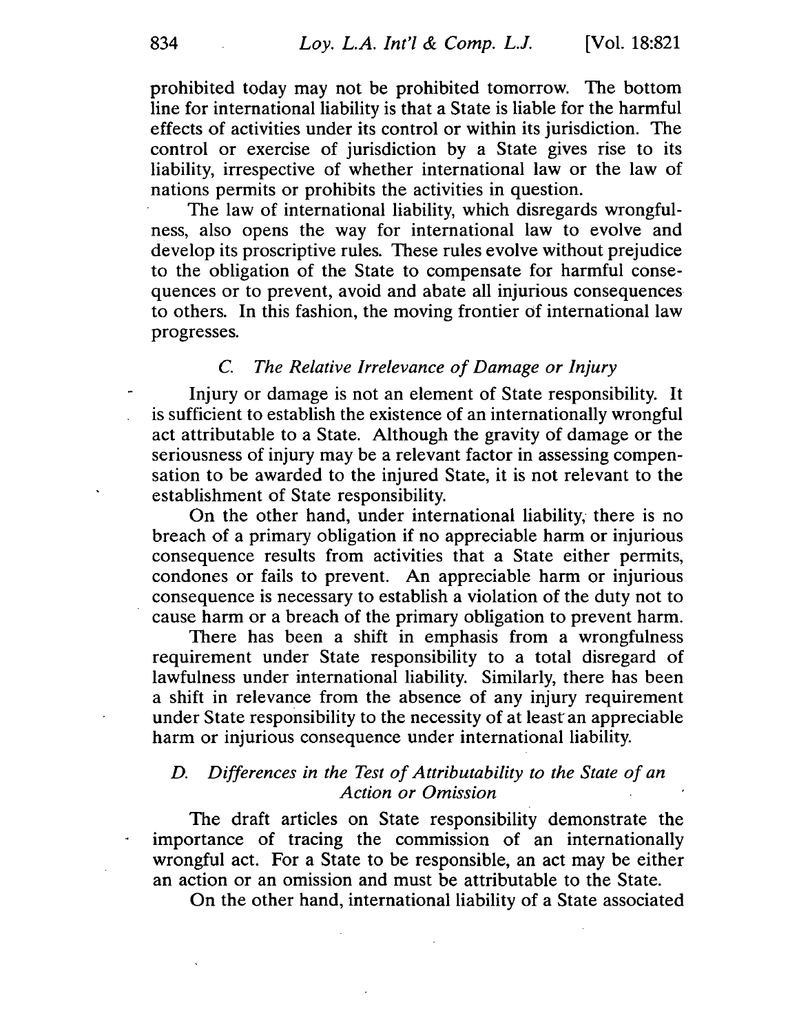prohibited today may not be prohibited tomorrow. The bottom line for international liability is that a State is liable for the harmful effects of activities under its control or within its jurisdiction. The control or exercise of jurisdiction by a State gives rise to its liability, irrespective of whether international law or the law of nations permits or prohibits the activities in question.

The law of international liability, which disregards wrongfulness, also opens the way for international law to evolve and develop its proscriptive rules. These rules evolve without prejudice to the obligation of the State to compensate for harmful consequences or to prevent, avoid and abate all injurious consequences to others. In this fashion, the moving frontier of international law progresses.

### *C. The Relative Irrelevance of Damage or Injury*

Injury or damage is not an element of State responsibility. It is sufficient to establish the existence of an internationally wrongful act attributable to a State. Although the gravity of damage or the seriousness of injury may be a relevant factor in assessing compensation to be awarded to the injured State, it is not relevant to the establishment of State responsibility.

On the other hand, under international liability, there is no breach of a primary obligation if no appreciable harm or injurious consequence results from activities that a State either permits, condones or fails to prevent. An appreciable harm or injurious consequence is necessary to establish a violation of the duty not to cause harm or a breach of the primary obligation to prevent harm.

There has been a shift in emphasis from a wrongfulness requirement under State responsibility to a total disregard of lawfulness under international liability. Similarly, there has been a shift in relevance from the absence of any injury requirement under State responsibility to the necessity of at least an appreciable harm or injurious consequence under international liability.

### *D. Differences in the Test of Attributability to the State of an Action or Omission*

The draft articles on State responsibility demonstrate the importance of tracing the commission of an internationally wrongful act. For a State to be responsible, an act may be either an action or an omission and must be attributable to the State.

On the other hand, international liability of a State associated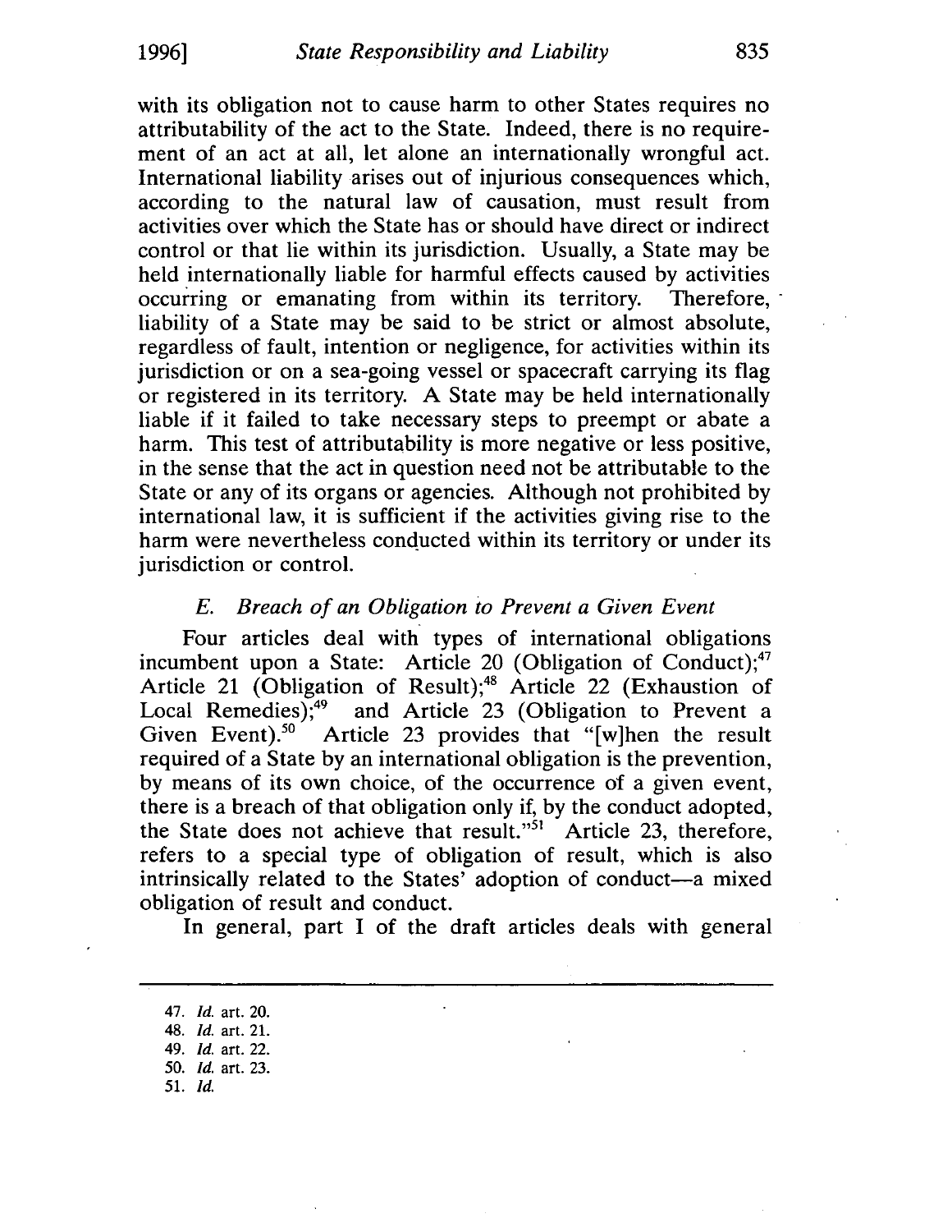with its obligation not to cause harm to other States requires no attributability of the act to the State. Indeed, there is no requirement of an act at all, let alone an internationally wrongful act. International liability arises out of injurious consequences which, according to the natural law of causation, must result from activities over which the State has or should have direct or indirect control or that lie within its jurisdiction. Usually, a State may be held internationally liable for harmful effects caused by activities occurring or emanating from within its territory. Therefore, liability of a State may be said to be strict or almost absolute, regardless of fault, intention or negligence, for activities within its jurisdiction or on a sea-going vessel or spacecraft carrying its flag or registered in its territory. A State may be held internationally liable if it failed to take necessary steps to preempt or abate a harm. This test of attributability is more negative or less positive, in the sense that the act in question need not be attributable to the State or any of its organs or agencies. Although not prohibited by international law, it is sufficient if the activities giving rise to the harm were nevertheless conducted within its territory or under its jurisdiction or control.

### *E. Breach of an Obligation to Prevent a Given Event*

Four articles deal with types of international obligations incumbent upon a State: Article 20 (Obligation of Conduct);[47] Article 21 (Obligation of Result);[48] Article 22 (Exhaustion of Local Remedies);[49] and Article 23 (Obligation to Prevent a Given Event).[50] Article 23 provides that "[w]hen the result required of a State by an international obligation is the prevention, by means of its own choice, of the occurrence of a given event, there is a breach of that obligation only if, by the conduct adopted, the State does not achieve that result."[51] Article 23, therefore, refers to a special type of obligation of result, which is also intrinsically related to the States' adoption of conduct—a mixed obligation of result and conduct.

In general, part I of the draft articles deals with general

---

47. *Id.* art. 20.
48. *Id.* art. 21.
49. *Id.* art. 22.
50. *Id.* art. 23.
51. *Id.*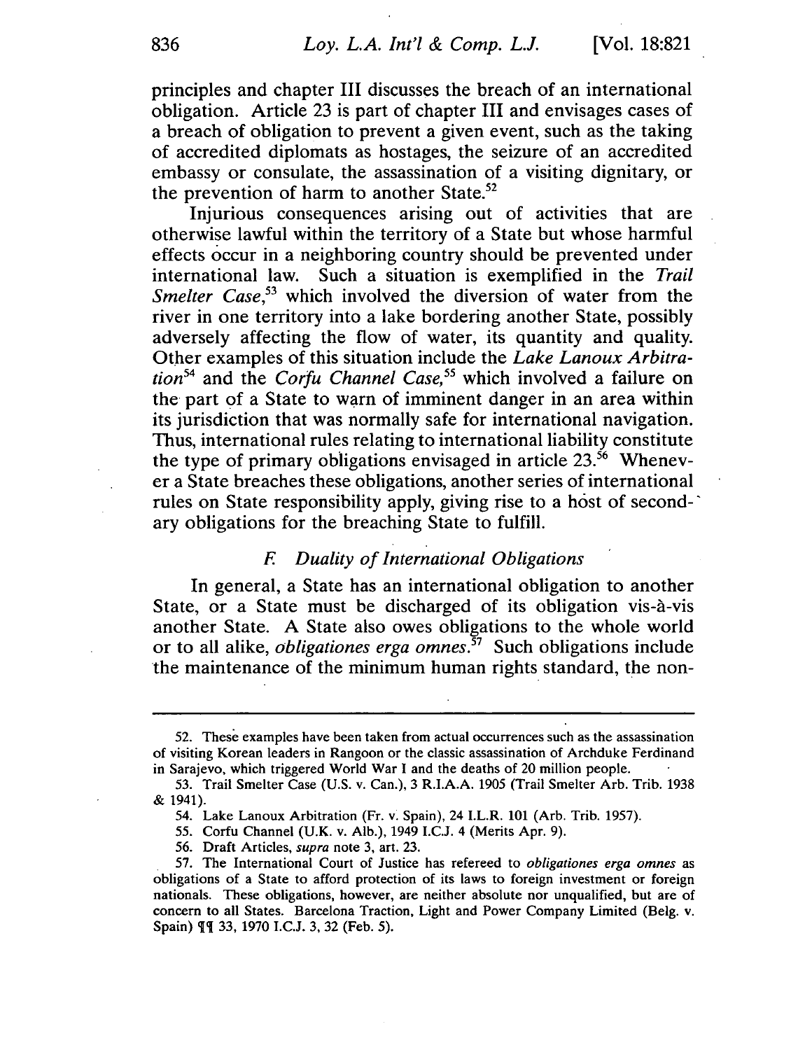principles and chapter III discusses the breach of an international obligation. Article 23 is part of chapter III and envisages cases of a breach of obligation to prevent a given event, such as the taking of accredited diplomats as hostages, the seizure of an accredited embassy or consulate, the assassination of a visiting dignitary, or the prevention of harm to another State.[52]

Injurious consequences arising out of activities that are otherwise lawful within the territory of a State but whose harmful effects occur in a neighboring country should be prevented under international law. Such a situation is exemplified in the *Trail Smelter Case*,[53] which involved the diversion of water from the river in one territory into a lake bordering another State, possibly adversely affecting the flow of water, its quantity and quality. Other examples of this situation include the *Lake Lanoux Arbitration*[54] and the *Corfu Channel Case*,[55] which involved a failure on the part of a State to warn of imminent danger in an area within its jurisdiction that was normally safe for international navigation. Thus, international rules relating to international liability constitute the type of primary obligations envisaged in article 23.[56] Whenever a State breaches these obligations, another series of international rules on State responsibility apply, giving rise to a host of secondary obligations for the breaching State to fulfill.

### *F. Duality of International Obligations*

In general, a State has an international obligation to another State, or a State must be discharged of its obligation vis-à-vis another State. A State also owes obligations to the whole world or to all alike, *obligationes erga omnes*.[57] Such obligations include the maintenance of the minimum human rights standard, the non-

---

52. These examples have been taken from actual occurrences such as the assassination of visiting Korean leaders in Rangoon or the classic assassination of Archduke Ferdinand in Sarajevo, which triggered World War I and the deaths of 20 million people.

53. Trail Smelter Case (U.S. v. Can.), 3 R.I.A.A. 1905 (Trail Smelter Arb. Trib. 1938 & 1941).

54. Lake Lanoux Arbitration (Fr. v. Spain), 24 I.L.R. 101 (Arb. Trib. 1957).

55. Corfu Channel (U.K. v. Alb.), 1949 I.C.J. 4 (Merits Apr. 9).

56. Draft Articles, *supra* note 3, art. 23.

57. The International Court of Justice has refereed to *obligationes erga omnes* as obligations of a State to afford protection of its laws to foreign investment or foreign nationals. These obligations, however, are neither absolute nor unqualified, but are of concern to all States. Barcelona Traction, Light and Power Company Limited (Belg. v. Spain) ¶¶ 33, 1970 I.C.J. 3, 32 (Feb. 5).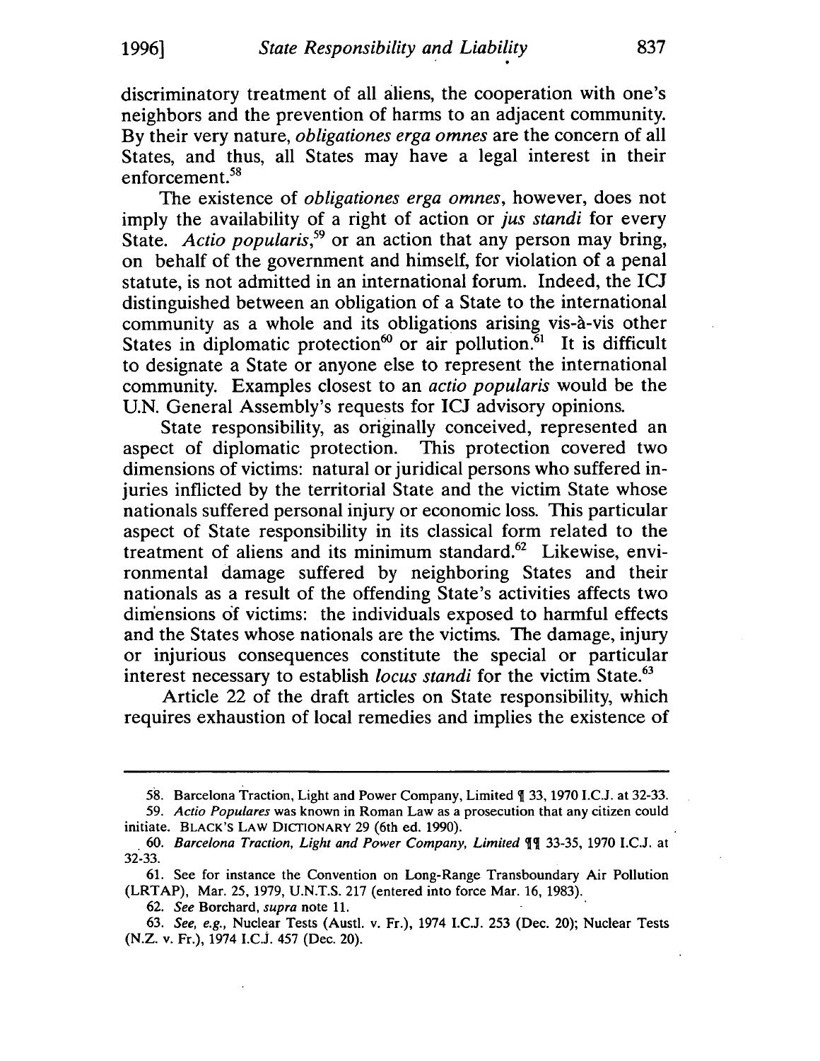discriminatory treatment of all aliens, the cooperation with one's neighbors and the prevention of harms to an adjacent community. By their very nature, *obligationes erga omnes* are the concern of all States, and thus, all States may have a legal interest in their enforcement.[58]

The existence of *obligationes erga omnes*, however, does not imply the availability of a right of action or *jus standi* for every State. *Actio popularis*,[59] or an action that any person may bring, on behalf of the government and himself, for violation of a penal statute, is not admitted in an international forum. Indeed, the ICJ distinguished between an obligation of a State to the international community as a whole and its obligations arising vis-à-vis other States in diplomatic protection[60] or air pollution.[61] It is difficult to designate a State or anyone else to represent the international community. Examples closest to an *actio popularis* would be the U.N. General Assembly's requests for ICJ advisory opinions.

State responsibility, as originally conceived, represented an aspect of diplomatic protection. This protection covered two dimensions of victims: natural or juridical persons who suffered injuries inflicted by the territorial State and the victim State whose nationals suffered personal injury or economic loss. This particular aspect of State responsibility in its classical form related to the treatment of aliens and its minimum standard.[62] Likewise, environmental damage suffered by neighboring States and their nationals as a result of the offending State's activities affects two dimensions of victims: the individuals exposed to harmful effects and the States whose nationals are the victims. The damage, injury or injurious consequences constitute the special or particular interest necessary to establish *locus standi* for the victim State.[63]

Article 22 of the draft articles on State responsibility, which requires exhaustion of local remedies and implies the existence of

---

58. Barcelona Traction, Light and Power Company, Limited ¶ 33, 1970 I.C.J. at 32-33.

59. *Actio Populares* was known in Roman Law as a prosecution that any citizen could initiate. BLACK'S LAW DICTIONARY 29 (6th ed. 1990).

60. *Barcelona Traction, Light and Power Company, Limited* ¶¶ 33-35, 1970 I.C.J. at 32-33.

61. See for instance the Convention on Long-Range Transboundary Air Pollution (LRTAP), Mar. 25, 1979, U.N.T.S. 217 (entered into force Mar. 16, 1983).

62. *See* Borchard, *supra* note 11.

63. *See, e.g.*, Nuclear Tests (Austl. v. Fr.), 1974 I.C.J. 253 (Dec. 20); Nuclear Tests (N.Z. v. Fr.), 1974 I.C.J. 457 (Dec. 20).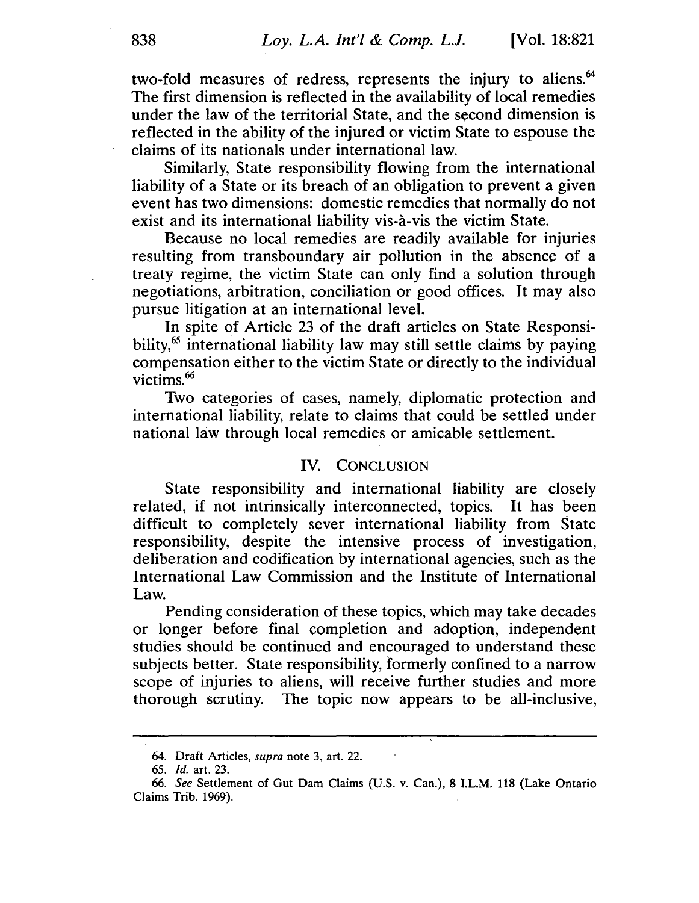two-fold measures of redress, represents the injury to aliens.[64] The first dimension is reflected in the availability of local remedies under the law of the territorial State, and the second dimension is reflected in the ability of the injured or victim State to espouse the claims of its nationals under international law.

Similarly, State responsibility flowing from the international liability of a State or its breach of an obligation to prevent a given event has two dimensions: domestic remedies that normally do not exist and its international liability vis-à-vis the victim State.

Because no local remedies are readily available for injuries resulting from transboundary air pollution in the absence of a treaty regime, the victim State can only find a solution through negotiations, arbitration, conciliation or good offices. It may also pursue litigation at an international level.

In spite of Article 23 of the draft articles on State Responsibility,[65] international liability law may still settle claims by paying compensation either to the victim State or directly to the individual victims.[66]

Two categories of cases, namely, diplomatic protection and international liability, relate to claims that could be settled under national law through local remedies or amicable settlement.

## IV. CONCLUSION

State responsibility and international liability are closely related, if not intrinsically interconnected, topics. It has been difficult to completely sever international liability from State responsibility, despite the intensive process of investigation, deliberation and codification by international agencies, such as the International Law Commission and the Institute of International Law.

Pending consideration of these topics, which may take decades or longer before final completion and adoption, independent studies should be continued and encouraged to understand these subjects better. State responsibility, formerly confined to a narrow scope of injuries to aliens, will receive further studies and more thorough scrutiny. The topic now appears to be all-inclusive,

---

64. Draft Articles, *supra* note 3, art. 22.

65. *Id.* art. 23.

66. *See* Settlement of Gut Dam Claims (U.S. v. Can.), 8 I.L.M. 118 (Lake Ontario Claims Trib. 1969).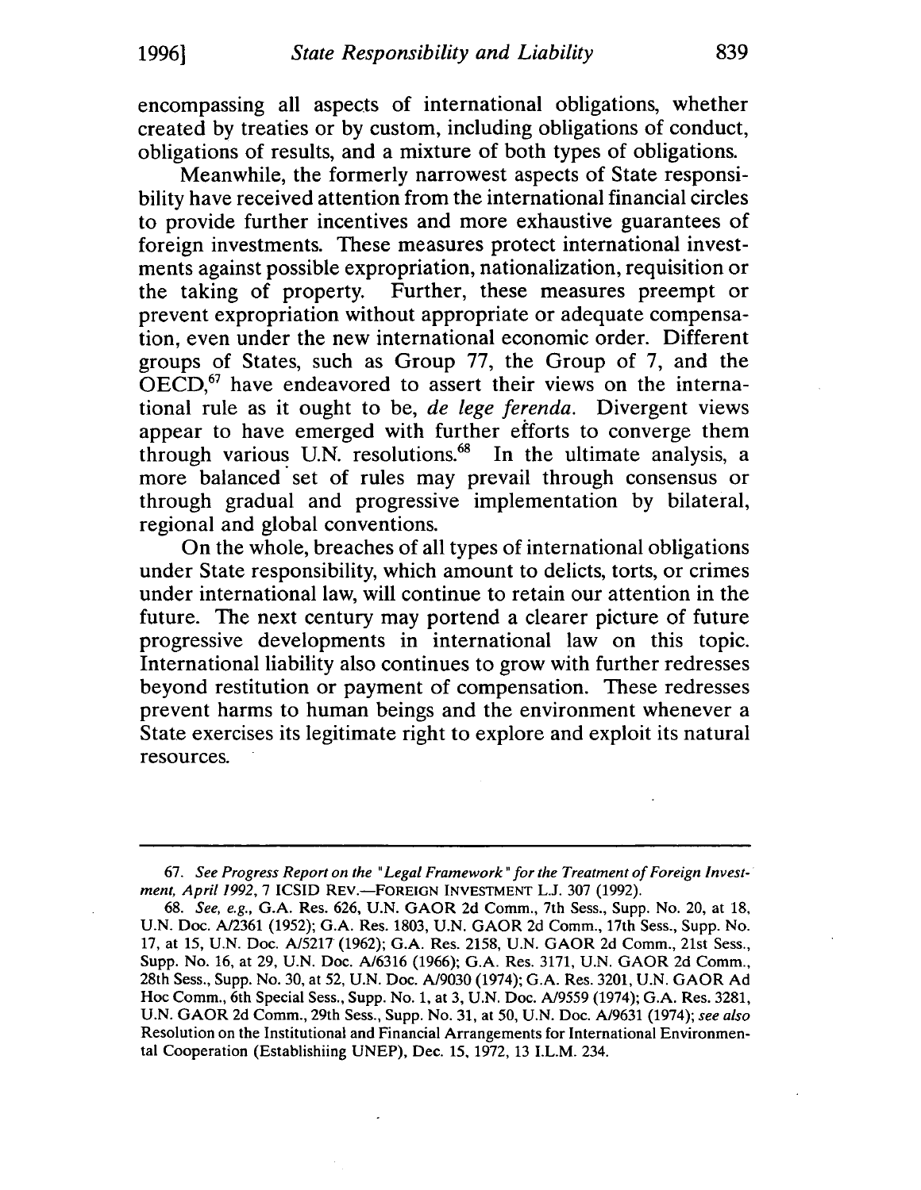encompassing all aspects of international obligations, whether created by treaties or by custom, including obligations of conduct, obligations of results, and a mixture of both types of obligations.

Meanwhile, the formerly narrowest aspects of State responsibility have received attention from the international financial circles to provide further incentives and more exhaustive guarantees of foreign investments. These measures protect international investments against possible expropriation, nationalization, requisition or the taking of property. Further, these measures preempt or prevent expropriation without appropriate or adequate compensation, even under the new international economic order. Different groups of States, such as Group 77, the Group of 7, and the OECD,[67] have endeavored to assert their views on the international rule as it ought to be, *de lege ferenda*. Divergent views appear to have emerged with further efforts to converge them through various U.N. resolutions.[68] In the ultimate analysis, a more balanced set of rules may prevail through consensus or through gradual and progressive implementation by bilateral, regional and global conventions.

On the whole, breaches of all types of international obligations under State responsibility, which amount to delicts, torts, or crimes under international law, will continue to retain our attention in the future. The next century may portend a clearer picture of future progressive developments in international law on this topic. International liability also continues to grow with further redresses beyond restitution or payment of compensation. These redresses prevent harms to human beings and the environment whenever a State exercises its legitimate right to explore and exploit its natural resources.

---

67. *See Progress Report on the "Legal Framework" for the Treatment of Foreign Investment, April 1992*, 7 ICSID REV.—FOREIGN INVESTMENT L.J. 307 (1992).

68. *See, e.g.*, G.A. Res. 626, U.N. GAOR 2d Comm., 7th Sess., Supp. No. 20, at 18, U.N. Doc. A/2361 (1952); G.A. Res. 1803, U.N. GAOR 2d Comm., 17th Sess., Supp. No. 17, at 15, U.N. Doc. A/5217 (1962); G.A. Res. 2158, U.N. GAOR 2d Comm., 21st Sess., Supp. No. 16, at 29, U.N. Doc. A/6316 (1966); G.A. Res. 3171, U.N. GAOR 2d Comm., 28th Sess., Supp. No. 30, at 52, U.N. Doc. A/9030 (1974); G.A. Res. 3201, U.N. GAOR Ad Hoc Comm., 6th Special Sess., Supp. No. 1, at 3, U.N. Doc. A/9559 (1974); G.A. Res. 3281, U.N. GAOR 2d Comm., 29th Sess., Supp. No. 31, at 50, U.N. Doc. A/9631 (1974); *see also* Resolution on the Institutional and Financial Arrangements for International Environmental Cooperation (Establishiing UNEP), Dec. 15, 1972, 13 I.L.M. 234.